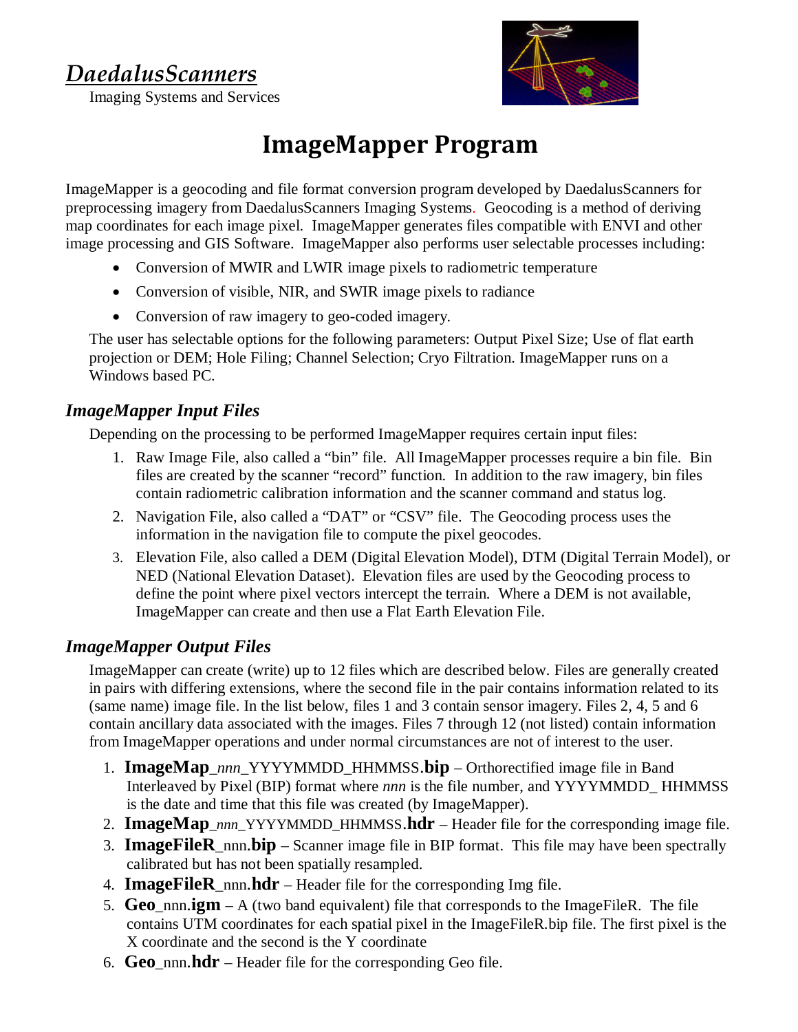# *DaedalusScanners*

Imaging Systems and Services

# ImageMapper Program

ImageMapper is a geocoding and file format conversion program developed by DaedalusScanners for preprocessing imagery from DaedalusScanners Imaging Systems. Geocoding is a method of deriving map coordinates for each image pixel. ImageMapper generates files compatible with ENVI and other image processing and GIS Software. ImageMapper also performs user selectable processes including:

- Conversion of MWIR and LWIR image pixels to radiometric temperature
- Conversion of visible, NIR, and SWIR image pixels to radiance
- Conversion of raw imagery to geo-coded imagery.

The user has selectable options for the following parameters: Output Pixel Size; Use of flat earth projection or DEM; Hole Filing; Channel Selection; Cryo Filtration. ImageMapper runs on a Windows based PC.

## *ImageMapper Input Files*

Depending on the processing to be performed ImageMapper requires certain input files:

1. Raw Image File, also called a "bin" file. All ImageMapper processes require a bin file. Bin files are created by the scanner "record" function. In addition to the raw imagery, bin files contain radiometric calibration information and the scanner command and status log.
2. Navigation File, also called a "DAT" or "CSV" file. The Geocoding process uses the information in the navigation file to compute the pixel geocodes.
3. Elevation File, also called a DEM (Digital Elevation Model), DTM (Digital Terrain Model), or NED (National Elevation Dataset). Elevation files are used by the Geocoding process to define the point where pixel vectors intercept the terrain. Where a DEM is not available, ImageMapper can create and then use a Flat Earth Elevation File.

## *ImageMapper Output Files*

ImageMapper can create (write) up to 12 files which are described below. Files are generally created in pairs with differing extensions, where the second file in the pair contains information related to its (same name) image file. In the list below, files 1 and 3 contain sensor imagery. Files 2, 4, 5 and 6 contain ancillary data associated with the images. Files 7 through 12 (not listed) contain information from ImageMapper operations and under normal circumstances are not of interest to the user.

1. **ImageMap**_*nnn*_YYYYMMDD_HHMMSS.**bip** – Orthorectified image file in Band Interleaved by Pixel (BIP) format where *nnn* is the file number, and YYYYMMDD_ HHMMSS is the date and time that this file was created (by ImageMapper).
2. **ImageMap**_*nnn*_YYYYMMDD_HHMMSS.**hdr** – Header file for the corresponding image file.
3. **ImageFileR**_nnn.**bip** – Scanner image file in BIP format. This file may have been spectrally calibrated but has not been spatially resampled.
4. **ImageFileR**_nnn.**hdr** – Header file for the corresponding Img file.
5. **Geo**_nnn.**igm** – A (two band equivalent) file that corresponds to the ImageFileR. The file contains UTM coordinates for each spatial pixel in the ImageFileR.bip file. The first pixel is the X coordinate and the second is the Y coordinate
6. **Geo**_nnn.**hdr** – Header file for the corresponding Geo file.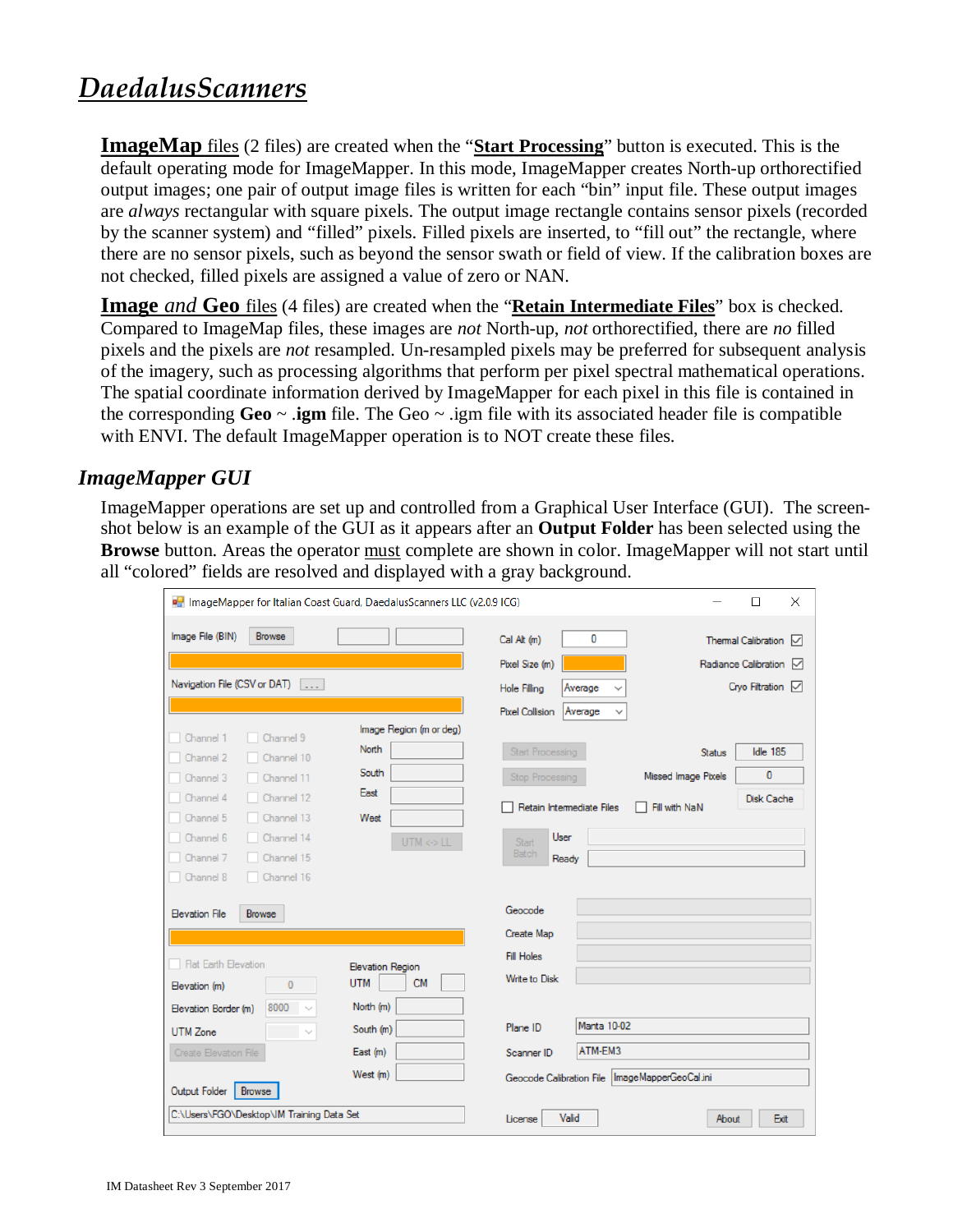# *DaedalusScanners*

**ImageMap** files (2 files) are created when the "**Start Processing**" button is executed. This is the default operating mode for ImageMapper. In this mode, ImageMapper creates North-up orthorectified output images; one pair of output image files is written for each "bin" input file. These output images are *always* rectangular with square pixels. The output image rectangle contains sensor pixels (recorded by the scanner system) and "filled" pixels. Filled pixels are inserted, to "fill out" the rectangle, where there are no sensor pixels, such as beyond the sensor swath or field of view. If the calibration boxes are not checked, filled pixels are assigned a value of zero or NAN.

**Image** *and* **Geo** files (4 files) are created when the "**Retain Intermediate Files**" box is checked. Compared to ImageMap files, these images are *not* North-up, *not* orthorectified, there are *no* filled pixels and the pixels are *not* resampled. Un-resampled pixels may be preferred for subsequent analysis of the imagery, such as processing algorithms that perform per pixel spectral mathematical operations. The spatial coordinate information derived by ImageMapper for each pixel in this file is contained in the corresponding **Geo** ~ **.igm** file. The Geo ~ .igm file with its associated header file is compatible with ENVI. The default ImageMapper operation is to NOT create these files.

## *ImageMapper GUI*

ImageMapper operations are set up and controlled from a Graphical User Interface (GUI). The screen-shot below is an example of the GUI as it appears after an **Output Folder** has been selected using the **Browse** button. Areas the operator must complete are shown in color. ImageMapper will not start until all "colored" fields are resolved and displayed with a gray background.